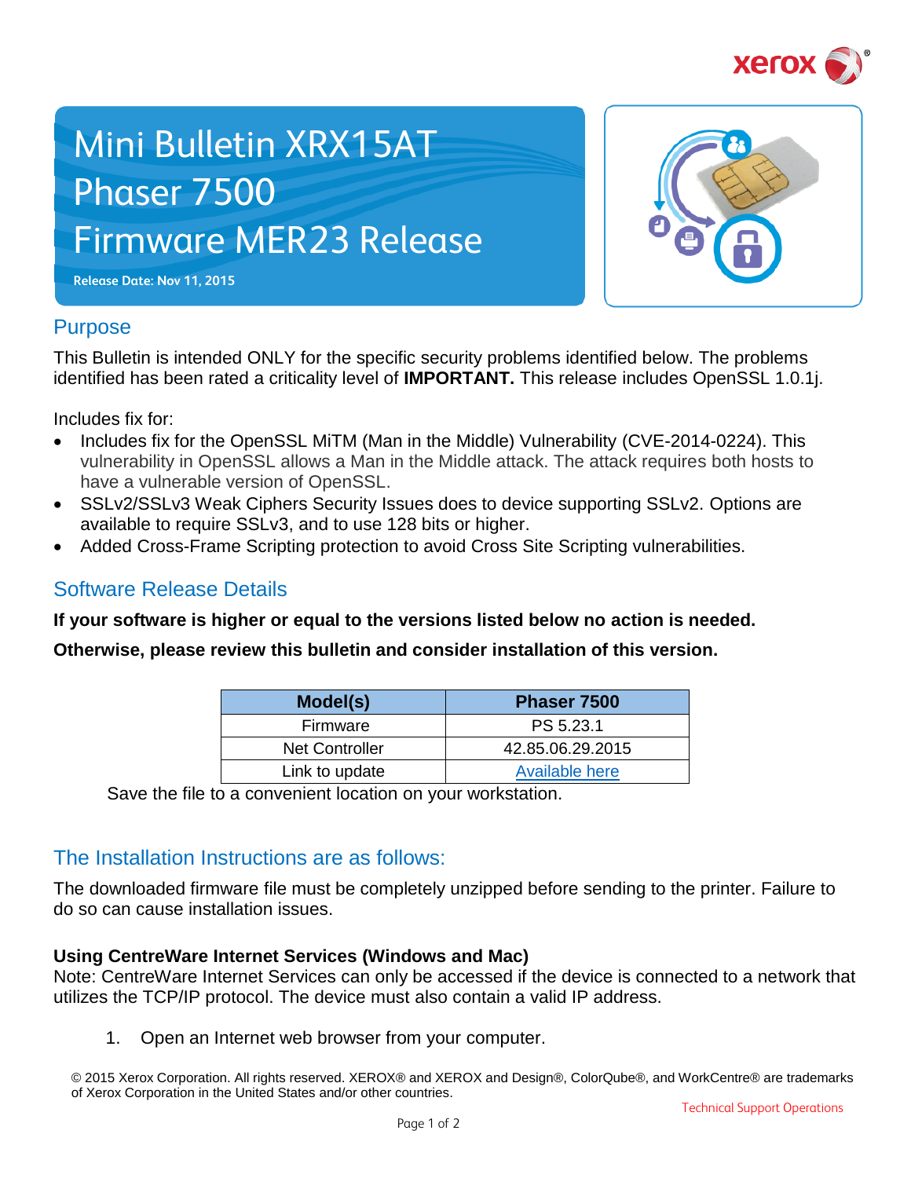# Mini Bulletin XRX15AT
# Phaser 7500
# Firmware MER23 Release

**Release Date: Nov 11, 2015**

## Purpose

This Bulletin is intended ONLY for the specific security problems identified below. The problems identified has been rated a criticality level of **IMPORTANT.** This release includes OpenSSL 1.0.1j.

Includes fix for:

- Includes fix for the OpenSSL MiTM (Man in the Middle) Vulnerability (CVE-2014-0224). This vulnerability in OpenSSL allows a Man in the Middle attack. The attack requires both hosts to have a vulnerable version of OpenSSL.
- SSLv2/SSLv3 Weak Ciphers Security Issues does to device supporting SSLv2. Options are available to require SSLv3, and to use 128 bits or higher.
- Added Cross-Frame Scripting protection to avoid Cross Site Scripting vulnerabilities.

## Software Release Details

**If your software is higher or equal to the versions listed below no action is needed.**

**Otherwise, please review this bulletin and consider installation of this version.**

| Model(s) | Phaser 7500 |
|---|---|
| Firmware | PS 5.23.1 |
| Net Controller | 42.85.06.29.2015 |
| Link to update | Available here |

Save the file to a convenient location on your workstation.

## The Installation Instructions are as follows:

The downloaded firmware file must be completely unzipped before sending to the printer. Failure to do so can cause installation issues.

**Using CentreWare Internet Services (Windows and Mac)**
Note: CentreWare Internet Services can only be accessed if the device is connected to a network that utilizes the TCP/IP protocol. The device must also contain a valid IP address.

1. Open an Internet web browser from your computer.

© 2015 Xerox Corporation. All rights reserved. XEROX® and XEROX and Design®, ColorQube®, and WorkCentre® are trademarks of Xerox Corporation in the United States and/or other countries.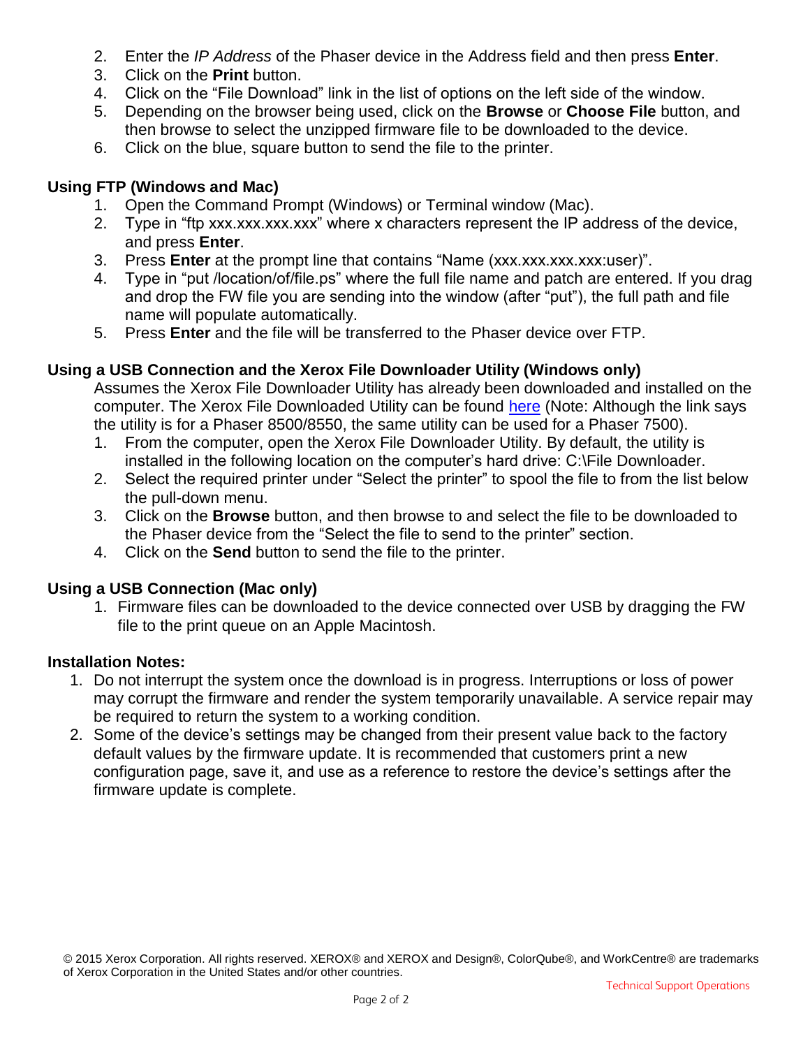2. Enter the *IP Address* of the Phaser device in the Address field and then press **Enter**.
3. Click on the **Print** button.
4. Click on the "File Download" link in the list of options on the left side of the window.
5. Depending on the browser being used, click on the **Browse** or **Choose File** button, and then browse to select the unzipped firmware file to be downloaded to the device.
6. Click on the blue, square button to send the file to the printer.

**Using FTP (Windows and Mac)**

1. Open the Command Prompt (Windows) or Terminal window (Mac).
2. Type in "ftp xxx.xxx.xxx.xxx" where x characters represent the IP address of the device, and press **Enter**.
3. Press **Enter** at the prompt line that contains "Name (xxx.xxx.xxx.xxx:user)".
4. Type in "put /location/of/file.ps" where the full file name and patch are entered. If you drag and drop the FW file you are sending into the window (after "put"), the full path and file name will populate automatically.
5. Press **Enter** and the file will be transferred to the Phaser device over FTP.

**Using a USB Connection and the Xerox File Downloader Utility (Windows only)**

Assumes the Xerox File Downloader Utility has already been downloaded and installed on the computer. The Xerox File Downloaded Utility can be found here (Note: Although the link says the utility is for a Phaser 8500/8550, the same utility can be used for a Phaser 7500).

1. From the computer, open the Xerox File Downloader Utility. By default, the utility is installed in the following location on the computer's hard drive: C:\File Downloader.
2. Select the required printer under "Select the printer" to spool the file to from the list below the pull-down menu.
3. Click on the **Browse** button, and then browse to and select the file to be downloaded to the Phaser device from the "Select the file to send to the printer" section.
4. Click on the **Send** button to send the file to the printer.

**Using a USB Connection (Mac only)**

1. Firmware files can be downloaded to the device connected over USB by dragging the FW file to the print queue on an Apple Macintosh.

**Installation Notes:**

1. Do not interrupt the system once the download is in progress. Interruptions or loss of power may corrupt the firmware and render the system temporarily unavailable. A service repair may be required to return the system to a working condition.
2. Some of the device's settings may be changed from their present value back to the factory default values by the firmware update. It is recommended that customers print a new configuration page, save it, and use as a reference to restore the device's settings after the firmware update is complete.

© 2015 Xerox Corporation. All rights reserved. XEROX® and XEROX and Design®, ColorQube®, and WorkCentre® are trademarks of Xerox Corporation in the United States and/or other countries.

Technical Support Operations